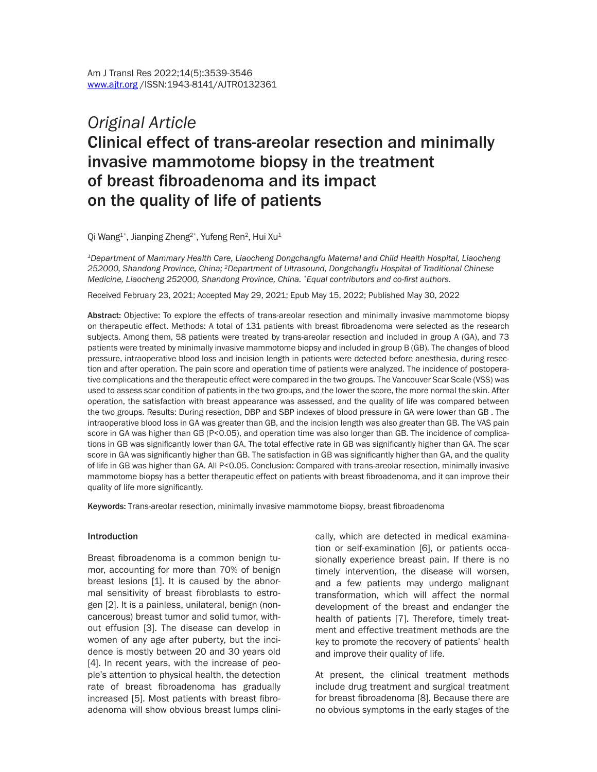*Original Article*

# Clinical effect of trans-areolar resection and minimally invasive mammotome biopsy in the treatment of breast fibroadenoma and its impact on the quality of life of patients

Qi Wang[1*], Jianping Zheng[2*], Yufeng Ren[2], Hui Xu[1]

*[1]Department of Mammary Health Care, Liaocheng Dongchangfu Maternal and Child Health Hospital, Liaocheng 252000, Shandong Province, China; [2]Department of Ultrasound, Dongchangfu Hospital of Traditional Chinese Medicine, Liaocheng 252000, Shandong Province, China. [*]Equal contributors and co-first authors.*

Received February 23, 2021; Accepted May 29, 2021; Epub May 15, 2022; Published May 30, 2022

**Abstract:** Objective: To explore the effects of trans-areolar resection and minimally invasive mammotome biopsy on therapeutic effect. Methods: A total of 131 patients with breast fibroadenoma were selected as the research subjects. Among them, 58 patients were treated by trans-areolar resection and included in group A (GA), and 73 patients were treated by minimally invasive mammotome biopsy and included in group B (GB). The changes of blood pressure, intraoperative blood loss and incision length in patients were detected before anesthesia, during resection and after operation. The pain score and operation time of patients were analyzed. The incidence of postoperative complications and the therapeutic effect were compared in the two groups. The Vancouver Scar Scale (VSS) was used to assess scar condition of patients in the two groups, and the lower the score, the more normal the skin. After operation, the satisfaction with breast appearance was assessed, and the quality of life was compared between the two groups. Results: During resection, DBP and SBP indexes of blood pressure in GA were lower than GB . The intraoperative blood loss in GA was greater than GB, and the incision length was also greater than GB. The VAS pain score in GA was higher than GB ($P<0.05$), and operation time was also longer than GB. The incidence of complications in GB was significantly lower than GA. The total effective rate in GB was significantly higher than GA. The scar score in GA was significantly higher than GB. The satisfaction in GB was significantly higher than GA, and the quality of life in GB was higher than GA. All $P<0.05$. Conclusion: Compared with trans-areolar resection, minimally invasive mammotome biopsy has a better therapeutic effect on patients with breast fibroadenoma, and it can improve their quality of life more significantly.

**Keywords:** Trans-areolar resection, minimally invasive mammotome biopsy, breast fibroadenoma

## Introduction

Breast fibroadenoma is a common benign tumor, accounting for more than 70% of benign breast lesions [1]. It is caused by the abnormal sensitivity of breast fibroblasts to estrogen [2]. It is a painless, unilateral, benign (noncancerous) breast tumor and solid tumor, without effusion [3]. The disease can develop in women of any age after puberty, but the incidence is mostly between 20 and 30 years old [4]. In recent years, with the increase of people's attention to physical health, the detection rate of breast fibroadenoma has gradually increased [5]. Most patients with breast fibroadenoma will show obvious breast lumps clinically, which are detected in medical examination or self-examination [6], or patients occasionally experience breast pain. If there is no timely intervention, the disease will worsen, and a few patients may undergo malignant transformation, which will affect the normal development of the breast and endanger the health of patients [7]. Therefore, timely treatment and effective treatment methods are the key to promote the recovery of patients' health and improve their quality of life.

At present, the clinical treatment methods include drug treatment and surgical treatment for breast fibroadenoma [8]. Because there are no obvious symptoms in the early stages of the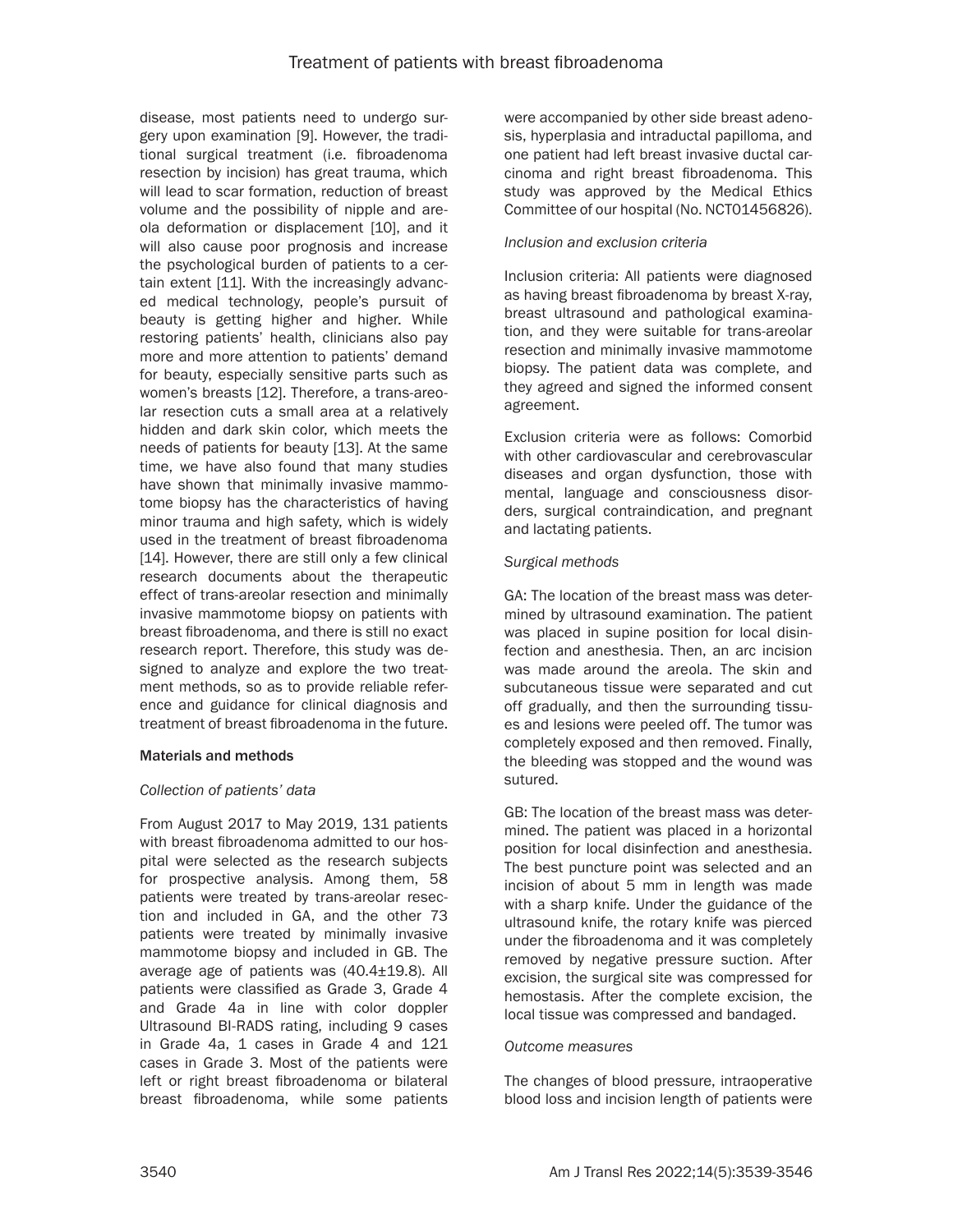disease, most patients need to undergo surgery upon examination [9]. However, the traditional surgical treatment (i.e. fibroadenoma resection by incision) has great trauma, which will lead to scar formation, reduction of breast volume and the possibility of nipple and areola deformation or displacement [10], and it will also cause poor prognosis and increase the psychological burden of patients to a certain extent [11]. With the increasingly advanced medical technology, people's pursuit of beauty is getting higher and higher. While restoring patients' health, clinicians also pay more and more attention to patients' demand for beauty, especially sensitive parts such as women's breasts [12]. Therefore, a trans-areolar resection cuts a small area at a relatively hidden and dark skin color, which meets the needs of patients for beauty [13]. At the same time, we have also found that many studies have shown that minimally invasive mammotome biopsy has the characteristics of having minor trauma and high safety, which is widely used in the treatment of breast fibroadenoma [14]. However, there are still only a few clinical research documents about the therapeutic effect of trans-areolar resection and minimally invasive mammotome biopsy on patients with breast fibroadenoma, and there is still no exact research report. Therefore, this study was designed to analyze and explore the two treatment methods, so as to provide reliable reference and guidance for clinical diagnosis and treatment of breast fibroadenoma in the future.

## Materials and methods

### *Collection of patients' data*

From August 2017 to May 2019, 131 patients with breast fibroadenoma admitted to our hospital were selected as the research subjects for prospective analysis. Among them, 58 patients were treated by trans-areolar resection and included in GA, and the other 73 patients were treated by minimally invasive mammotome biopsy and included in GB. The average age of patients was (40.4±19.8). All patients were classified as Grade 3, Grade 4 and Grade 4a in line with color doppler Ultrasound BI-RADS rating, including 9 cases in Grade 4a, 1 cases in Grade 4 and 121 cases in Grade 3. Most of the patients were left or right breast fibroadenoma or bilateral breast fibroadenoma, while some patients were accompanied by other side breast adenosis, hyperplasia and intraductal papilloma, and one patient had left breast invasive ductal carcinoma and right breast fibroadenoma. This study was approved by the Medical Ethics Committee of our hospital (No. NCT01456826).

### *Inclusion and exclusion criteria*

Inclusion criteria: All patients were diagnosed as having breast fibroadenoma by breast X-ray, breast ultrasound and pathological examination, and they were suitable for trans-areolar resection and minimally invasive mammotome biopsy. The patient data was complete, and they agreed and signed the informed consent agreement.

Exclusion criteria were as follows: Comorbid with other cardiovascular and cerebrovascular diseases and organ dysfunction, those with mental, language and consciousness disorders, surgical contraindication, and pregnant and lactating patients.

### *Surgical methods*

GA: The location of the breast mass was determined by ultrasound examination. The patient was placed in supine position for local disinfection and anesthesia. Then, an arc incision was made around the areola. The skin and subcutaneous tissue were separated and cut off gradually, and then the surrounding tissues and lesions were peeled off. The tumor was completely exposed and then removed. Finally, the bleeding was stopped and the wound was sutured.

GB: The location of the breast mass was determined. The patient was placed in a horizontal position for local disinfection and anesthesia. The best puncture point was selected and an incision of about 5 mm in length was made with a sharp knife. Under the guidance of the ultrasound knife, the rotary knife was pierced under the fibroadenoma and it was completely removed by negative pressure suction. After excision, the surgical site was compressed for hemostasis. After the complete excision, the local tissue was compressed and bandaged.

### *Outcome measures*

The changes of blood pressure, intraoperative blood loss and incision length of patients were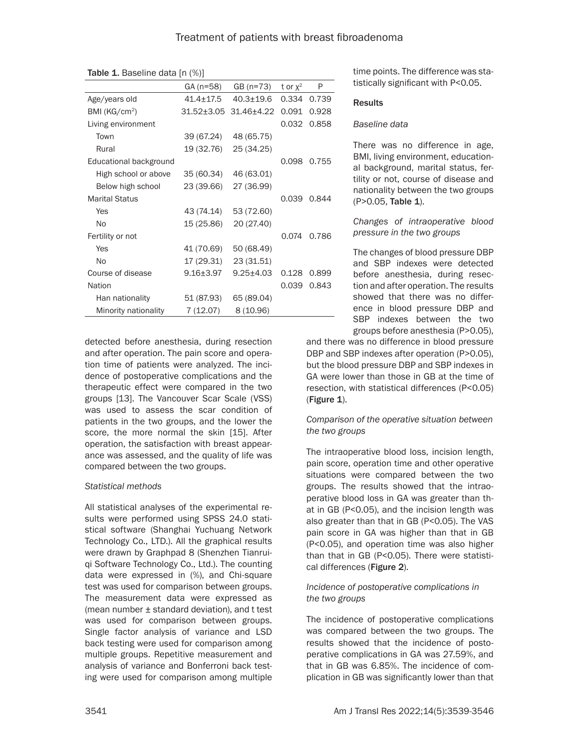**Table 1.** Baseline data [n (%)]

| | GA (n=58) | GB (n=73) | t or $\chi^2$ | P |
|---|---|---|---|---|
| Age/years old | 41.4±17.5 | 40.3±19.6 | 0.334 | 0.739 |
| BMI (KG/cm$^2$) | 31.52±3.05 | 31.46±4.22 | 0.091 | 0.928 |
| Living environment | | | 0.032 | 0.858 |
| Town | 39 (67.24) | 48 (65.75) | | |
| Rural | 19 (32.76) | 25 (34.25) | | |
| Educational background | | | 0.098 | 0.755 |
| High school or above | 35 (60.34) | 46 (63.01) | | |
| Below high school | 23 (39.66) | 27 (36.99) | | |
| Marital Status | | | 0.039 | 0.844 |
| Yes | 43 (74.14) | 53 (72.60) | | |
| No | 15 (25.86) | 20 (27.40) | | |
| Fertility or not | | | 0.074 | 0.786 |
| Yes | 41 (70.69) | 50 (68.49) | | |
| No | 17 (29.31) | 23 (31.51) | | |
| Course of disease | 9.16±3.97 | 9.25±4.03 | 0.128 | 0.899 |
| Nation | | | 0.039 | 0.843 |
| Han nationality | 51 (87.93) | 65 (89.04) | | |
| Minority nationality | 7 (12.07) | 8 (10.96) | | |

detected before anesthesia, during resection and after operation. The pain score and operation time of patients were analyzed. The incidence of postoperative complications and the therapeutic effect were compared in the two groups [13]. The Vancouver Scar Scale (VSS) was used to assess the scar condition of patients in the two groups, and the lower the score, the more normal the skin [15]. After operation, the satisfaction with breast appearance was assessed, and the quality of life was compared between the two groups.

### *Statistical methods*

All statistical analyses of the experimental results were performed using SPSS 24.0 statistical software (Shanghai Yuchuang Network Technology Co., LTD.). All the graphical results were drawn by Graphpad 8 (Shenzhen Tianruiqi Software Technology Co., Ltd.). The counting data were expressed in (%), and Chi-square test was used for comparison between groups. The measurement data were expressed as (mean number ± standard deviation), and t test was used for comparison between groups. Single factor analysis of variance and LSD back testing were used for comparison among multiple groups. Repetitive measurement and analysis of variance and Bonferroni back testing were used for comparison among multiple time points. The difference was statistically significant with P<0.05.

## Results

### *Baseline data*

There was no difference in age, BMI, living environment, educational background, marital status, fertility or not, course of disease and nationality between the two groups (P>0.05, **Table 1**).

### *Changes of intraoperative blood pressure in the two groups*

The changes of blood pressure DBP and SBP indexes were detected before anesthesia, during resection and after operation. The results showed that there was no difference in blood pressure DBP and SBP indexes between the two groups before anesthesia (P>0.05), and there was no difference in blood pressure DBP and SBP indexes after operation (P>0.05), but the blood pressure DBP and SBP indexes in GA were lower than those in GB at the time of resection, with statistical differences (P<0.05) (**Figure 1**).

### *Comparison of the operative situation between the two groups*

The intraoperative blood loss, incision length, pain score, operation time and other operative situations were compared between the two groups. The results showed that the intraoperative blood loss in GA was greater than that in GB (P<0.05), and the incision length was also greater than that in GB (P<0.05). The VAS pain score in GA was higher than that in GB (P<0.05), and operation time was also higher than that in GB (P<0.05). There were statistical differences (**Figure 2**).

### *Incidence of postoperative complications in the two groups*

The incidence of postoperative complications was compared between the two groups. The results showed that the incidence of postoperative complications in GA was 27.59%, and that in GB was 6.85%. The incidence of complication in GB was significantly lower than that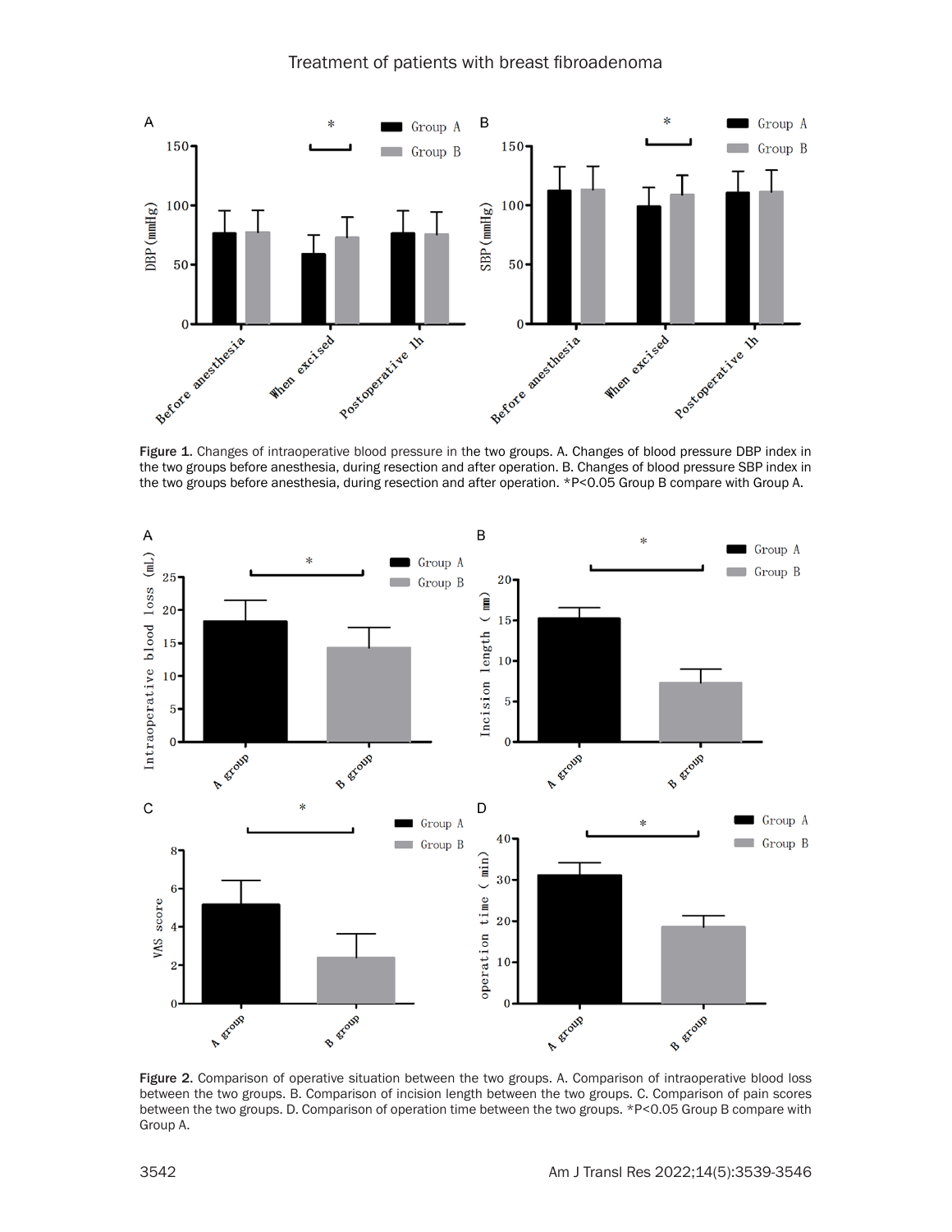Figure 1. Changes of intraoperative blood pressure in the two groups. A. Changes of blood pressure DBP index in the two groups before anesthesia, during resection and after operation. B. Changes of blood pressure SBP index in the two groups before anesthesia, during resection and after operation. *P<0.05 Group B compare with Group A.

Figure 2. Comparison of operative situation between the two groups. A. Comparison of intraoperative blood loss between the two groups. B. Comparison of incision length between the two groups. C. Comparison of pain scores between the two groups. D. Comparison of operation time between the two groups. *P<0.05 Group B compare with Group A.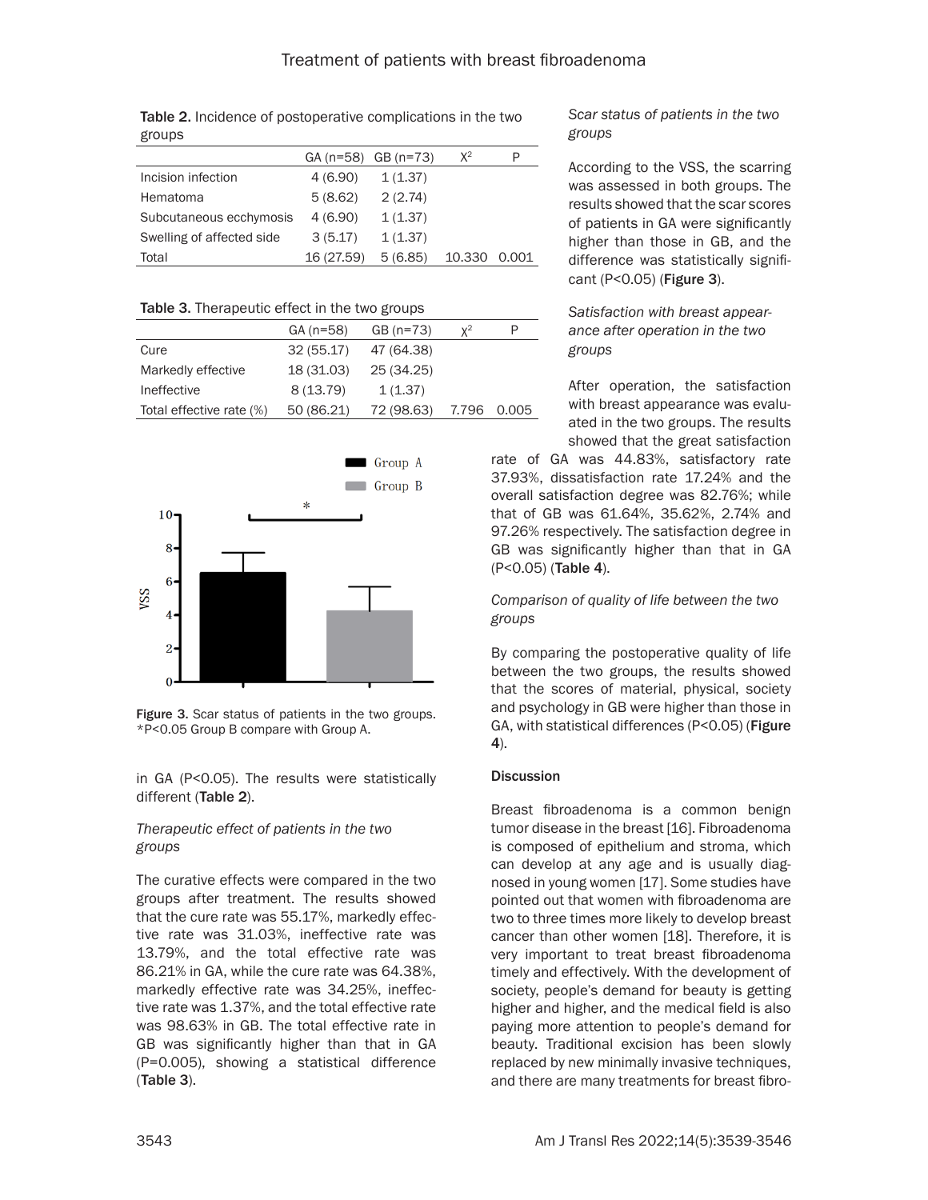**Table 2.** Incidence of postoperative complications in the two groups

| | GA (n=58) | GB (n=73) | $X^2$ | P |
|---|---|---|---|---|
| Incision infection | 4 (6.90) | 1 (1.37) | | |
| Hematoma | 5 (8.62) | 2 (2.74) | | |
| Subcutaneous ecchymosis | 4 (6.90) | 1 (1.37) | | |
| Swelling of affected side | 3 (5.17) | 1 (1.37) | | |
| Total | 16 (27.59) | 5 (6.85) | 10.330 | 0.001 |

**Table 3.** Therapeutic effect in the two groups

| | GA (n=58) | GB (n=73) | $\chi^2$ | P |
|---|---|---|---|---|
| Cure | 32 (55.17) | 47 (64.38) | | |
| Markedly effective | 18 (31.03) | 25 (34.25) | | |
| Ineffective | 8 (13.79) | 1 (1.37) | | |
| Total effective rate (%) | 50 (86.21) | 72 (98.63) | 7.796 | 0.005 |

**Figure 3.** Scar status of patients in the two groups. *P<0.05 Group B compare with Group A.

in GA (P<0.05). The results were statistically different (**Table 2**).

*Therapeutic effect of patients in the two groups*

The curative effects were compared in the two groups after treatment. The results showed that the cure rate was 55.17%, markedly effective rate was 31.03%, ineffective rate was 13.79%, and the total effective rate was 86.21% in GA, while the cure rate was 64.38%, markedly effective rate was 34.25%, ineffective rate was 1.37%, and the total effective rate was 98.63% in GB. The total effective rate in GB was significantly higher than that in GA (P=0.005), showing a statistical difference (**Table 3**).

*Scar status of patients in the two groups*

According to the VSS, the scarring was assessed in both groups. The results showed that the scar scores of patients in GA were significantly higher than those in GB, and the difference was statistically significant (P<0.05) (**Figure 3**).

*Satisfaction with breast appearance after operation in the two groups*

After operation, the satisfaction with breast appearance was evaluated in the two groups. The results showed that the great satisfaction rate of GA was 44.83%, satisfactory rate 37.93%, dissatisfaction rate 17.24% and the overall satisfaction degree was 82.76%; while that of GB was 61.64%, 35.62%, 2.74% and 97.26% respectively. The satisfaction degree in GB was significantly higher than that in GA (P<0.05) (**Table 4**).

*Comparison of quality of life between the two groups*

By comparing the postoperative quality of life between the two groups, the results showed that the scores of material, physical, society and psychology in GB were higher than those in GA, with statistical differences (P<0.05) (**Figure 4**).

## Discussion

Breast fibroadenoma is a common benign tumor disease in the breast [16]. Fibroadenoma is composed of epithelium and stroma, which can develop at any age and is usually diagnosed in young women [17]. Some studies have pointed out that women with fibroadenoma are two to three times more likely to develop breast cancer than other women [18]. Therefore, it is very important to treat breast fibroadenoma timely and effectively. With the development of society, people's demand for beauty is getting higher and higher, and the medical field is also paying more attention to people's demand for beauty. Traditional excision has been slowly replaced by new minimally invasive techniques, and there are many treatments for breast fibro-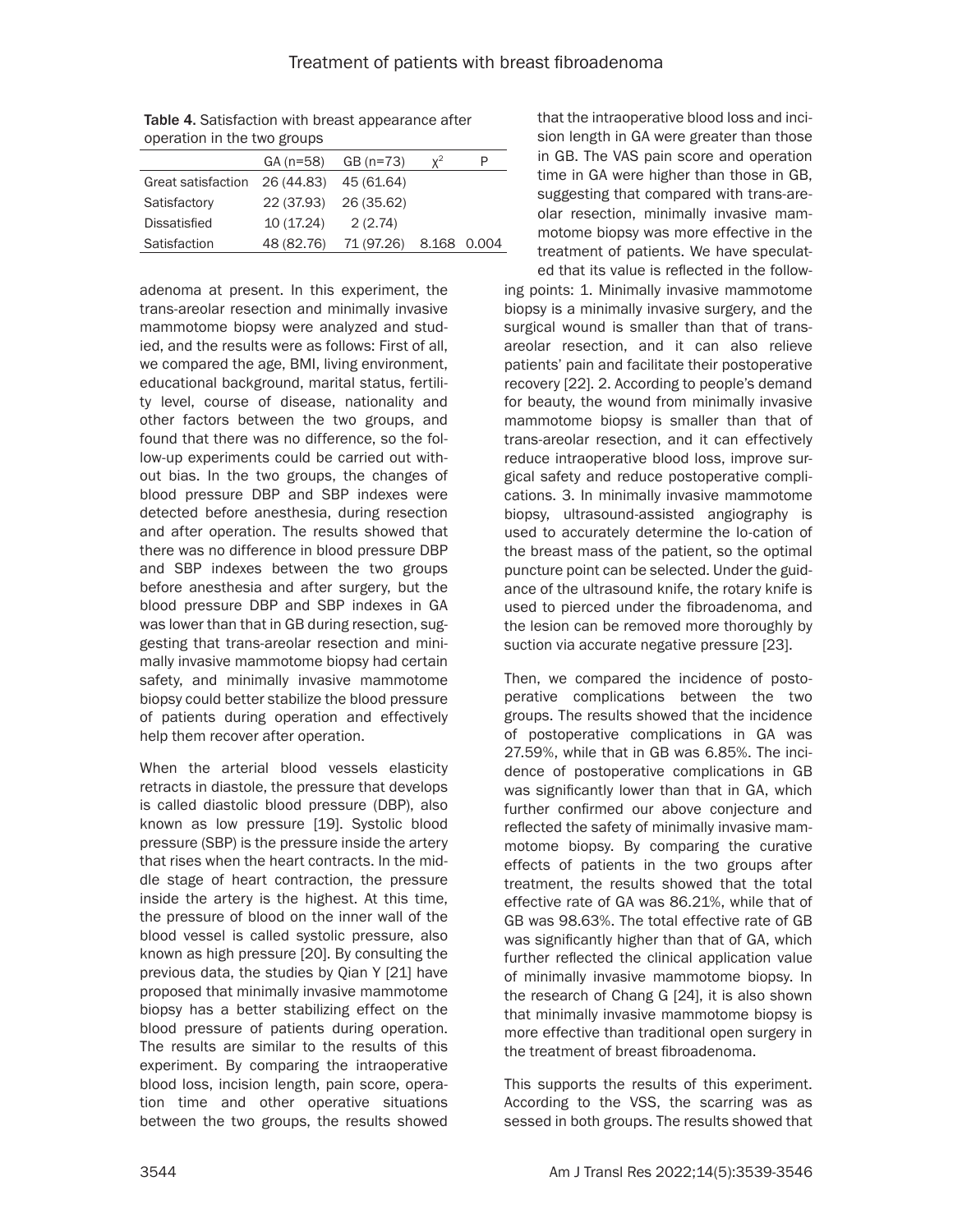**Table 4.** Satisfaction with breast appearance after operation in the two groups

| | GA (n=58) | GB (n=73) | $\chi^2$ | P |
|---|---|---|---|---|
| Great satisfaction | 26 (44.83) | 45 (61.64) | | |
| Satisfactory | 22 (37.93) | 26 (35.62) | | |
| Dissatisfied | 10 (17.24) | 2 (2.74) | | |
| Satisfaction | 48 (82.76) | 71 (97.26) | 8.168 | 0.004 |

adenoma at present. In this experiment, the trans-areolar resection and minimally invasive mammotome biopsy were analyzed and studied, and the results were as follows: First of all, we compared the age, BMI, living environment, educational background, marital status, fertility level, course of disease, nationality and other factors between the two groups, and found that there was no difference, so the follow-up experiments could be carried out without bias. In the two groups, the changes of blood pressure DBP and SBP indexes were detected before anesthesia, during resection and after operation. The results showed that there was no difference in blood pressure DBP and SBP indexes between the two groups before anesthesia and after surgery, but the blood pressure DBP and SBP indexes in GA was lower than that in GB during resection, suggesting that trans-areolar resection and minimally invasive mammotome biopsy had certain safety, and minimally invasive mammotome biopsy could better stabilize the blood pressure of patients during operation and effectively help them recover after operation.

When the arterial blood vessels elasticity retracts in diastole, the pressure that develops is called diastolic blood pressure (DBP), also known as low pressure [19]. Systolic blood pressure (SBP) is the pressure inside the artery that rises when the heart contracts. In the middle stage of heart contraction, the pressure inside the artery is the highest. At this time, the pressure of blood on the inner wall of the blood vessel is called systolic pressure, also known as high pressure [20]. By consulting the previous data, the studies by Qian Y [21] have proposed that minimally invasive mammotome biopsy has a better stabilizing effect on the blood pressure of patients during operation. The results are similar to the results of this experiment. By comparing the intraoperative blood loss, incision length, pain score, operation time and other operative situations between the two groups, the results showed that the intraoperative blood loss and incision length in GA were greater than those in GB. The VAS pain score and operation time in GA were higher than those in GB, suggesting that compared with trans-areolar resection, minimally invasive mammotome biopsy was more effective in the treatment of patients. We have speculated that its value is reflected in the following points: 1. Minimally invasive mammotome biopsy is a minimally invasive surgery, and the surgical wound is smaller than that of trans-areolar resection, and it can also relieve patients' pain and facilitate their postoperative recovery [22]. 2. According to people's demand for beauty, the wound from minimally invasive mammotome biopsy is smaller than that of trans-areolar resection, and it can effectively reduce intraoperative blood loss, improve surgical safety and reduce postoperative complications. 3. In minimally invasive mammotome biopsy, ultrasound-assisted angiography is used to accurately determine the lo-cation of the breast mass of the patient, so the optimal puncture point can be selected. Under the guidance of the ultrasound knife, the rotary knife is used to pierced under the fibroadenoma, and the lesion can be removed more thoroughly by suction via accurate negative pressure [23].

Then, we compared the incidence of postoperative complications between the two groups. The results showed that the incidence of postoperative complications in GA was 27.59%, while that in GB was 6.85%. The incidence of postoperative complications in GB was significantly lower than that in GA, which further confirmed our above conjecture and reflected the safety of minimally invasive mammotome biopsy. By comparing the curative effects of patients in the two groups after treatment, the results showed that the total effective rate of GA was 86.21%, while that of GB was 98.63%. The total effective rate of GB was significantly higher than that of GA, which further reflected the clinical application value of minimally invasive mammotome biopsy. In the research of Chang G [24], it is also shown that minimally invasive mammotome biopsy is more effective than traditional open surgery in the treatment of breast fibroadenoma.

This supports the results of this experiment. According to the VSS, the scarring was assessed in both groups. The results showed that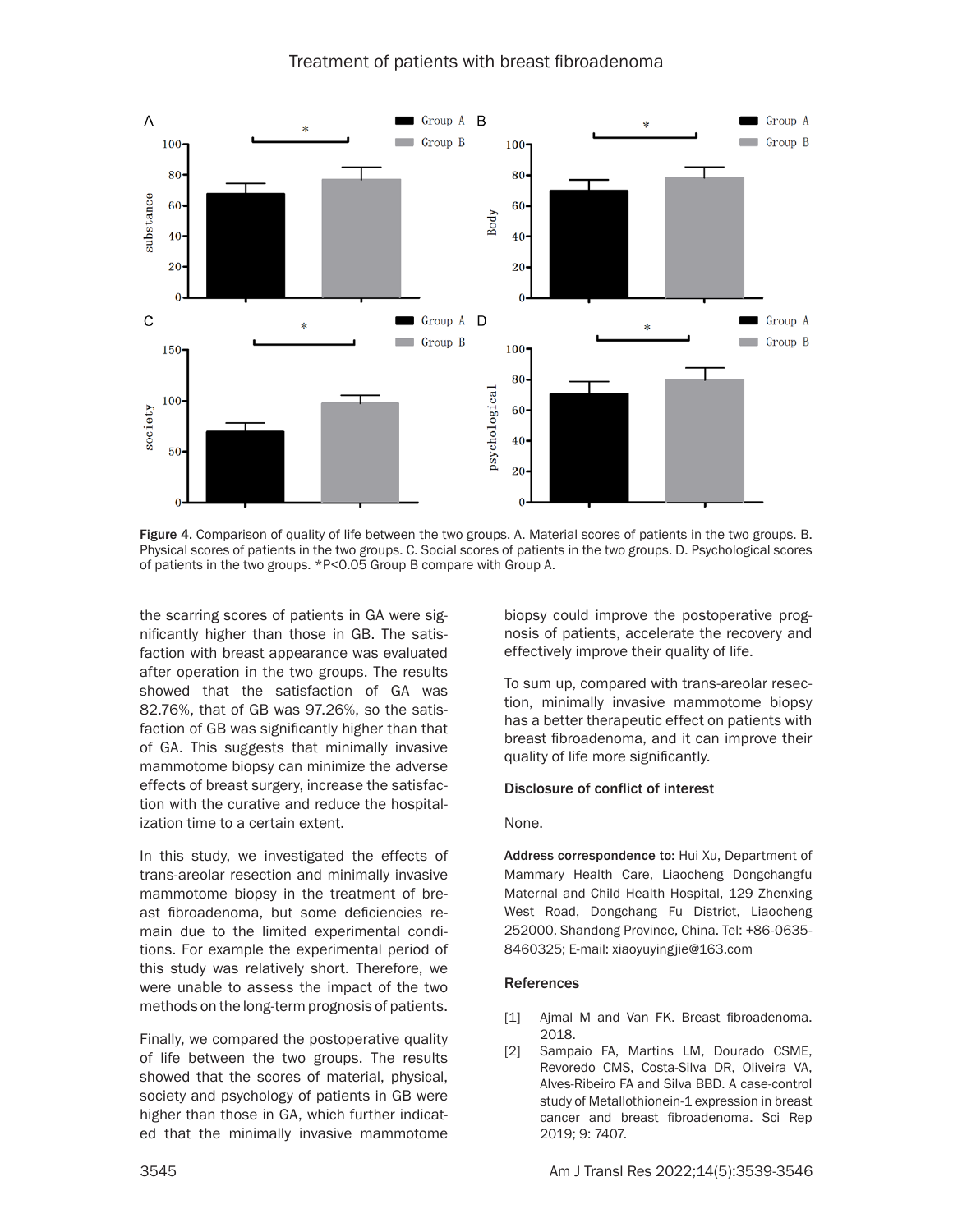Figure 4. Comparison of quality of life between the two groups. A. Material scores of patients in the two groups. B. Physical scores of patients in the two groups. C. Social scores of patients in the two groups. D. Psychological scores of patients in the two groups. *P<0.05 Group B compare with Group A.

the scarring scores of patients in GA were significantly higher than those in GB. The satisfaction with breast appearance was evaluated after operation in the two groups. The results showed that the satisfaction of GA was 82.76%, that of GB was 97.26%, so the satisfaction of GB was significantly higher than that of GA. This suggests that minimally invasive mammotome biopsy can minimize the adverse effects of breast surgery, increase the satisfaction with the curative and reduce the hospitalization time to a certain extent.

In this study, we investigated the effects of trans-areolar resection and minimally invasive mammotome biopsy in the treatment of breast fibroadenoma, but some deficiencies remain due to the limited experimental conditions. For example the experimental period of this study was relatively short. Therefore, we were unable to assess the impact of the two methods on the long-term prognosis of patients.

Finally, we compared the postoperative quality of life between the two groups. The results showed that the scores of material, physical, society and psychology of patients in GB were higher than those in GA, which further indicated that the minimally invasive mammotome biopsy could improve the postoperative prognosis of patients, accelerate the recovery and effectively improve their quality of life.

To sum up, compared with trans-areolar resection, minimally invasive mammotome biopsy has a better therapeutic effect on patients with breast fibroadenoma, and it can improve their quality of life more significantly.

## Disclosure of conflict of interest

None.

**Address correspondence to:** Hui Xu, Department of Mammary Health Care, Liaocheng Dongchangfu Maternal and Child Health Hospital, 129 Zhenxing West Road, Dongchang Fu District, Liaocheng 252000, Shandong Province, China. Tel: +86-0635-8460325; E-mail: xiaoyuyingjie@163.com

## References

[1] Ajmal M and Van FK. Breast fibroadenoma. 2018.

[2] Sampaio FA, Martins LM, Dourado CSME, Revoredo CMS, Costa-Silva DR, Oliveira VA, Alves-Ribeiro FA and Silva BBD. A case-control study of Metallothionein-1 expression in breast cancer and breast fibroadenoma. Sci Rep 2019; 9: 7407.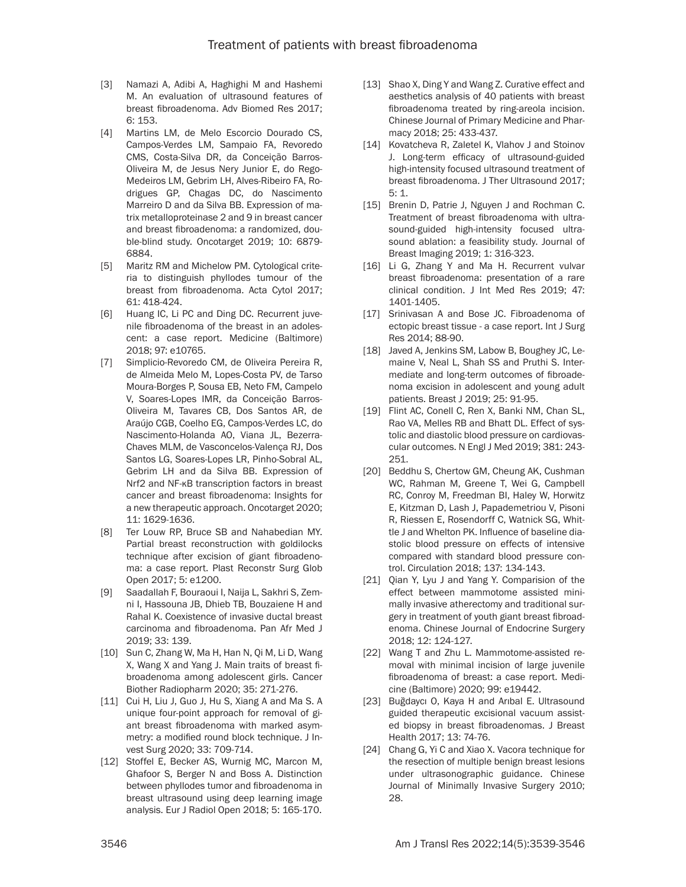[3] Namazi A, Adibi A, Haghighi M and Hashemi M. An evaluation of ultrasound features of breast fibroadenoma. Adv Biomed Res 2017; 6: 153.

[4] Martins LM, de Melo Escorcio Dourado CS, Campos-Verdes LM, Sampaio FA, Revoredo CMS, Costa-Silva DR, da Conceição Barros-Oliveira M, de Jesus Nery Junior E, do Rego-Medeiros LM, Gebrim LH, Alves-Ribeiro FA, Rodrigues GP, Chagas DC, do Nascimento Marreiro D and da Silva BB. Expression of matrix metalloproteinase 2 and 9 in breast cancer and breast fibroadenoma: a randomized, double-blind study. Oncotarget 2019; 10: 6879-6884.

[5] Maritz RM and Michelow PM. Cytological criteria to distinguish phyllodes tumour of the breast from fibroadenoma. Acta Cytol 2017; 61: 418-424.

[6] Huang IC, Li PC and Ding DC. Recurrent juvenile fibroadenoma of the breast in an adolescent: a case report. Medicine (Baltimore) 2018; 97: e10765.

[7] Simplicio-Revoredo CM, de Oliveira Pereira R, de Almeida Melo M, Lopes-Costa PV, de Tarso Moura-Borges P, Sousa EB, Neto FM, Campelo V, Soares-Lopes IMR, da Conceição Barros-Oliveira M, Tavares CB, Dos Santos AR, de Araújo CGB, Coelho EG, Campos-Verdes LC, do Nascimento-Holanda AO, Viana JL, Bezerra-Chaves MLM, de Vasconcelos-Valença RJ, Dos Santos LG, Soares-Lopes LR, Pinho-Sobral AL, Gebrim LH and da Silva BB. Expression of Nrf2 and NF-κB transcription factors in breast cancer and breast fibroadenoma: Insights for a new therapeutic approach. Oncotarget 2020; 11: 1629-1636.

[8] Ter Louw RP, Bruce SB and Nahabedian MY. Partial breast reconstruction with goldilocks technique after excision of giant fibroadenoma: a case report. Plast Reconstr Surg Glob Open 2017; 5: e1200.

[9] Saadallah F, Bouraoui I, Naija L, Sakhri S, Zemni I, Hassouna JB, Dhieb TB, Bouzaiene H and Rahal K. Coexistence of invasive ductal breast carcinoma and fibroadenoma. Pan Afr Med J 2019; 33: 139.

[10] Sun C, Zhang W, Ma H, Han N, Qi M, Li D, Wang X, Wang X and Yang J. Main traits of breast fibroadenoma among adolescent girls. Cancer Biother Radiopharm 2020; 35: 271-276.

[11] Cui H, Liu J, Guo J, Hu S, Xiang A and Ma S. A unique four-point approach for removal of giant breast fibroadenoma with marked asymmetry: a modified round block technique. J Invest Surg 2020; 33: 709-714.

[12] Stoffel E, Becker AS, Wurnig MC, Marcon M, Ghafoor S, Berger N and Boss A. Distinction between phyllodes tumor and fibroadenoma in breast ultrasound using deep learning image analysis. Eur J Radiol Open 2018; 5: 165-170.

[13] Shao X, Ding Y and Wang Z. Curative effect and aesthetics analysis of 40 patients with breast fibroadenoma treated by ring-areola incision. Chinese Journal of Primary Medicine and Pharmacy 2018; 25: 433-437.

[14] Kovatcheva R, Zaletel K, Vlahov J and Stoinov J. Long-term efficacy of ultrasound-guided high-intensity focused ultrasound treatment of breast fibroadenoma. J Ther Ultrasound 2017; 5: 1.

[15] Brenin D, Patrie J, Nguyen J and Rochman C. Treatment of breast fibroadenoma with ultrasound-guided high-intensity focused ultrasound ablation: a feasibility study. Journal of Breast Imaging 2019; 1: 316-323.

[16] Li G, Zhang Y and Ma H. Recurrent vulvar breast fibroadenoma: presentation of a rare clinical condition. J Int Med Res 2019; 47: 1401-1405.

[17] Srinivasan A and Bose JC. Fibroadenoma of ectopic breast tissue - a case report. Int J Surg Res 2014; 88-90.

[18] Javed A, Jenkins SM, Labow B, Boughey JC, Lemaine V, Neal L, Shah SS and Pruthi S. Intermediate and long-term outcomes of fibroadenoma excision in adolescent and young adult patients. Breast J 2019; 25: 91-95.

[19] Flint AC, Conell C, Ren X, Banki NM, Chan SL, Rao VA, Melles RB and Bhatt DL. Effect of systolic and diastolic blood pressure on cardiovascular outcomes. N Engl J Med 2019; 381: 243-251.

[20] Beddhu S, Chertow GM, Cheung AK, Cushman WC, Rahman M, Greene T, Wei G, Campbell RC, Conroy M, Freedman BI, Haley W, Horwitz E, Kitzman D, Lash J, Papademetriou V, Pisoni R, Riessen E, Rosendorff C, Watnick SG, Whittle J and Whelton PK. Influence of baseline diastolic blood pressure on effects of intensive compared with standard blood pressure control. Circulation 2018; 137: 134-143.

[21] Qian Y, Lyu J and Yang Y. Comparision of the effect between mammotome assisted minimally invasive atherectomy and traditional surgery in treatment of youth giant breast fibroadenoma. Chinese Journal of Endocrine Surgery 2018; 12: 124-127.

[22] Wang T and Zhu L. Mammotome-assisted removal with minimal incision of large juvenile fibroadenoma of breast: a case report. Medicine (Baltimore) 2020; 99: e19442.

[23] Buğdaycı O, Kaya H and Arıbal E. Ultrasound guided therapeutic excisional vacuum assisted biopsy in breast fibroadenomas. J Breast Health 2017; 13: 74-76.

[24] Chang G, Yi C and Xiao X. Vacora technique for the resection of multiple benign breast lesions under ultrasonographic guidance. Chinese Journal of Minimally Invasive Surgery 2010; 28.